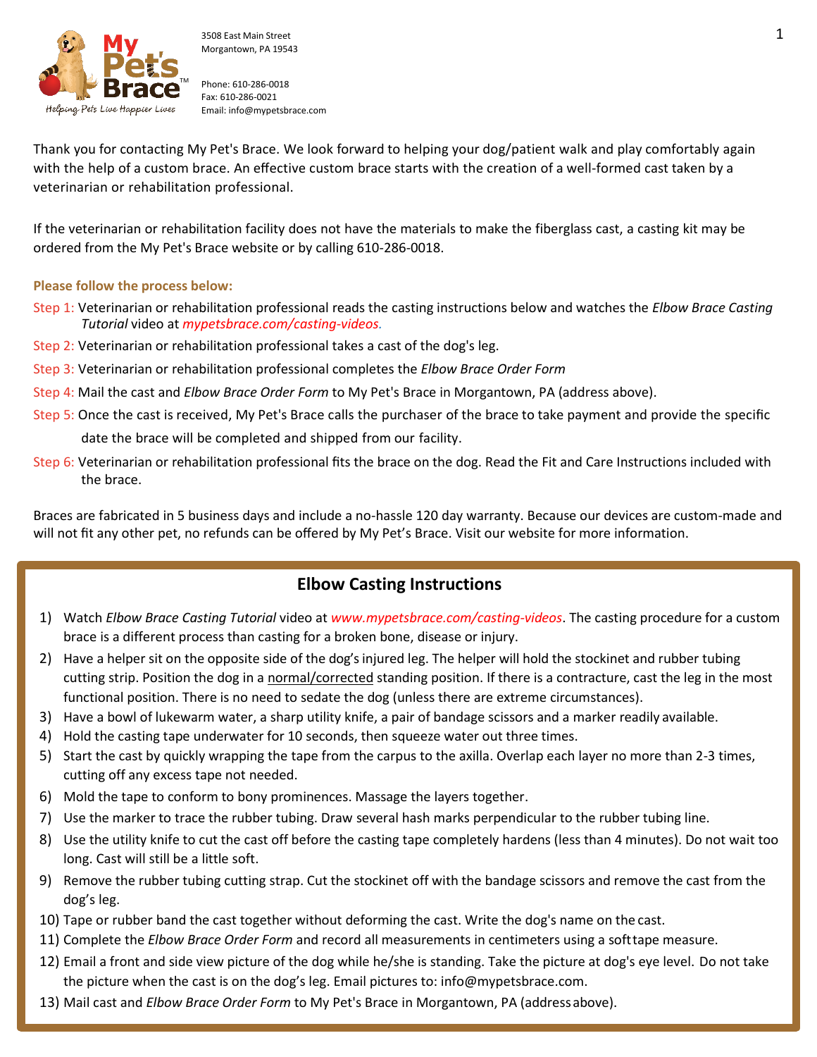3508 East Main Street
Morgantown, PA 19543

Phone: 610-286-0018
Fax: 610-286-0021
Email: info@mypetsbrace.com

Thank you for contacting My Pet's Brace. We look forward to helping your dog/patient walk and play comfortably again with the help of a custom brace. An effective custom brace starts with the creation of a well-formed cast taken by a veterinarian or rehabilitation professional.

If the veterinarian or rehabilitation facility does not have the materials to make the fiberglass cast, a casting kit may be ordered from the My Pet's Brace website or by calling 610-286-0018.

**Please follow the process below:**

Step 1: Veterinarian or rehabilitation professional reads the casting instructions below and watches the *Elbow Brace Casting Tutorial* video at *mypetsbrace.com/casting-videos*.

Step 2: Veterinarian or rehabilitation professional takes a cast of the dog's leg.

Step 3: Veterinarian or rehabilitation professional completes the *Elbow Brace Order Form*

Step 4: Mail the cast and *Elbow Brace Order Form* to My Pet's Brace in Morgantown, PA (address above).

Step 5: Once the cast is received, My Pet's Brace calls the purchaser of the brace to take payment and provide the specific date the brace will be completed and shipped from our facility.

Step 6: Veterinarian or rehabilitation professional fits the brace on the dog. Read the Fit and Care Instructions included with the brace.

Braces are fabricated in 5 business days and include a no-hassle 120 day warranty. Because our devices are custom-made and will not fit any other pet, no refunds can be offered by My Pet's Brace. Visit our website for more information.

## Elbow Casting Instructions

1) Watch *Elbow Brace Casting Tutorial* video at *www.mypetsbrace.com/casting-videos*. The casting procedure for a custom brace is a different process than casting for a broken bone, disease or injury.
2) Have a helper sit on the opposite side of the dog's injured leg. The helper will hold the stockinet and rubber tubing cutting strip. Position the dog in a normal/corrected standing position. If there is a contracture, cast the leg in the most functional position. There is no need to sedate the dog (unless there are extreme circumstances).
3) Have a bowl of lukewarm water, a sharp utility knife, a pair of bandage scissors and a marker readily available.
4) Hold the casting tape underwater for 10 seconds, then squeeze water out three times.
5) Start the cast by quickly wrapping the tape from the carpus to the axilla. Overlap each layer no more than 2-3 times, cutting off any excess tape not needed.
6) Mold the tape to conform to bony prominences. Massage the layers together.
7) Use the marker to trace the rubber tubing. Draw several hash marks perpendicular to the rubber tubing line.
8) Use the utility knife to cut the cast off before the casting tape completely hardens (less than 4 minutes). Do not wait too long. Cast will still be a little soft.
9) Remove the rubber tubing cutting strap. Cut the stockinet off with the bandage scissors and remove the cast from the dog's leg.
10) Tape or rubber band the cast together without deforming the cast. Write the dog's name on the cast.
11) Complete the *Elbow Brace Order Form* and record all measurements in centimeters using a soft tape measure.
12) Email a front and side view picture of the dog while he/she is standing. Take the picture at dog's eye level. Do not take the picture when the cast is on the dog's leg. Email pictures to: info@mypetsbrace.com.
13) Mail cast and *Elbow Brace Order Form* to My Pet's Brace in Morgantown, PA (address above).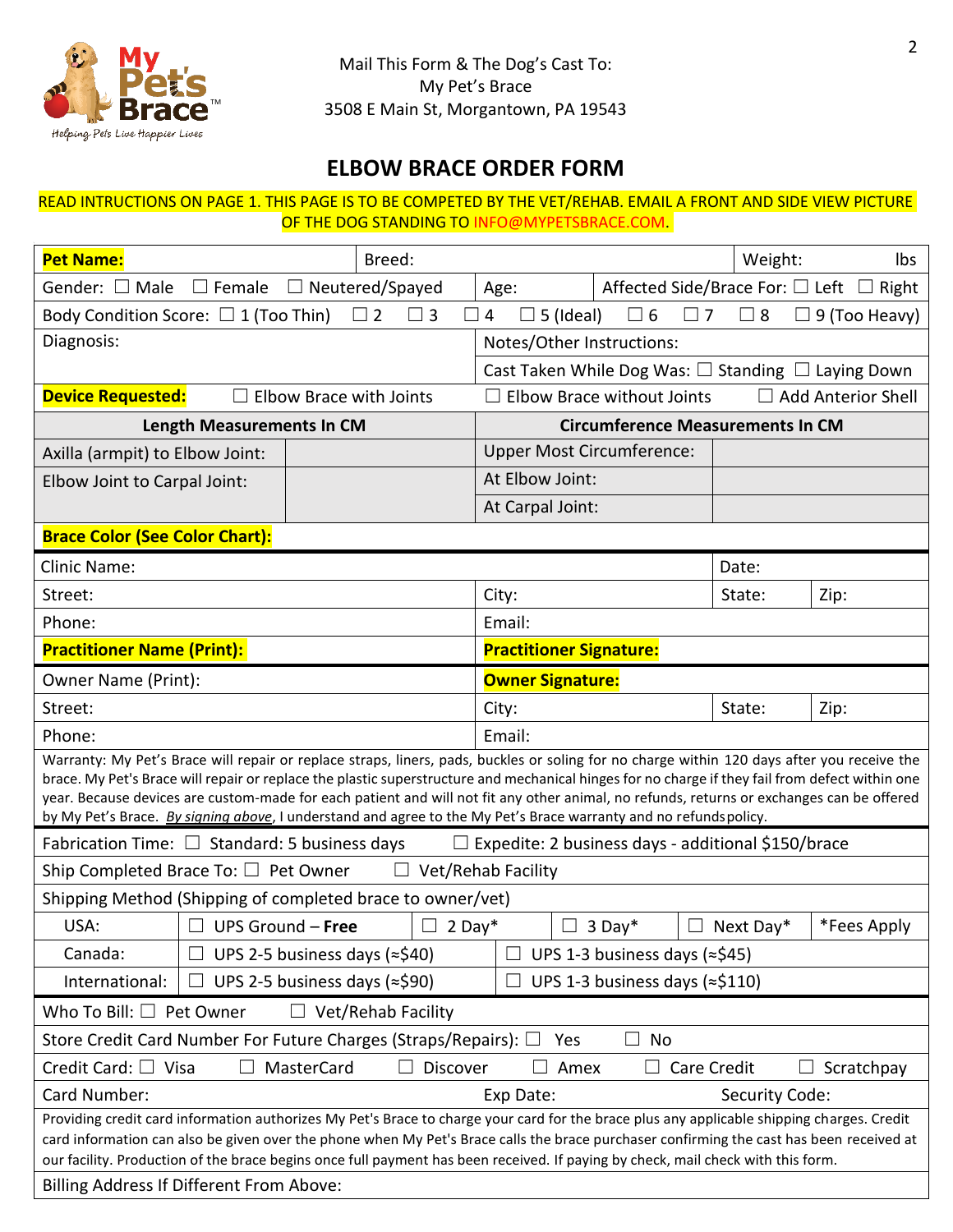Mail This Form & The Dog's Cast To:
My Pet's Brace
3508 E Main St, Morgantown, PA 19543

# ELBOW BRACE ORDER FORM

READ INTRUCTIONS ON PAGE 1. THIS PAGE IS TO BE COMPETED BY THE VET/REHAB. EMAIL A FRONT AND SIDE VIEW PICTURE OF THE DOG STANDING TO INFO@MYPETSBRACE.COM.

| | | | |
|---|---|---|---|
| **Pet Name:** | Breed: | | Weight: lbs |
| Gender: ☐ Male ☐ Female ☐ Neutered/Spayed | Age: | Affected Side/Brace For: ☐ Left ☐ Right | |
| Body Condition Score: ☐ 1 (Too Thin) ☐ 2 ☐ 3 ☐ 4 ☐ 5 (Ideal) ☐ 6 ☐ 7 ☐ 8 ☐ 9 (Too Heavy) | | | |
| Diagnosis: | Notes/Other Instructions: | | |
| | Cast Taken While Dog Was: ☐ Standing ☐ Laying Down | | |
| **Device Requested:** ☐ Elbow Brace with Joints | ☐ Elbow Brace without Joints ☐ Add Anterior Shell | | |

| **Length Measurements In CM** | | **Circumference Measurements In CM** | |
|---|---|---|---|
| Axilla (armpit) to Elbow Joint: | | Upper Most Circumference: | |
| Elbow Joint to Carpal Joint: | | At Elbow Joint: | |
| | | At Carpal Joint: | |

**Brace Color (See Color Chart):**

| | | | |
|---|---|---|---|
| Clinic Name: | | Date: | |
| Street: | City: | State: | Zip: |
| Phone: | Email: | | |
| **Practitioner Name (Print):** | **Practitioner Signature:** | | |
| Owner Name (Print): | **Owner Signature:** | | |
| Street: | City: | State: | Zip: |
| Phone: | Email: | | |

Warranty: My Pet's Brace will repair or replace straps, liners, pads, buckles or soling for no charge within 120 days after you receive the brace. My Pet's Brace will repair or replace the plastic superstructure and mechanical hinges for no charge if they fail from defect within one year. Because devices are custom-made for each patient and will not fit any other animal, no refunds, returns or exchanges can be offered by My Pet's Brace. *By signing above*, I understand and agree to the My Pet's Brace warranty and no refunds policy.

Fabrication Time: ☐ Standard: 5 business days ☐ Expedite: 2 business days - additional $150/brace

Ship Completed Brace To: ☐ Pet Owner ☐ Vet/Rehab Facility

Shipping Method (Shipping of completed brace to owner/vet)

| | | | | | |
|---|---|---|---|---|---|
| USA: | ☐ UPS Ground – **Free** | ☐ 2 Day* | ☐ 3 Day* | ☐ Next Day* | *Fees Apply |
| Canada: | ☐ UPS 2-5 business days (≈$40) | ☐ UPS 1-3 business days (≈$45) | | | |
| International: | ☐ UPS 2-5 business days (≈$90) | ☐ UPS 1-3 business days (≈$110) | | | |

Who To Bill: ☐ Pet Owner ☐ Vet/Rehab Facility

Store Credit Card Number For Future Charges (Straps/Repairs): ☐ Yes ☐ No

Credit Card: ☐ Visa ☐ MasterCard ☐ Discover ☐ Amex ☐ Care Credit ☐ Scratchpay

Card Number: Exp Date: Security Code:

Providing credit card information authorizes My Pet's Brace to charge your card for the brace plus any applicable shipping charges. Credit card information can also be given over the phone when My Pet's Brace calls the brace purchaser confirming the cast has been received at our facility. Production of the brace begins once full payment has been received. If paying by check, mail check with this form.

Billing Address If Different From Above: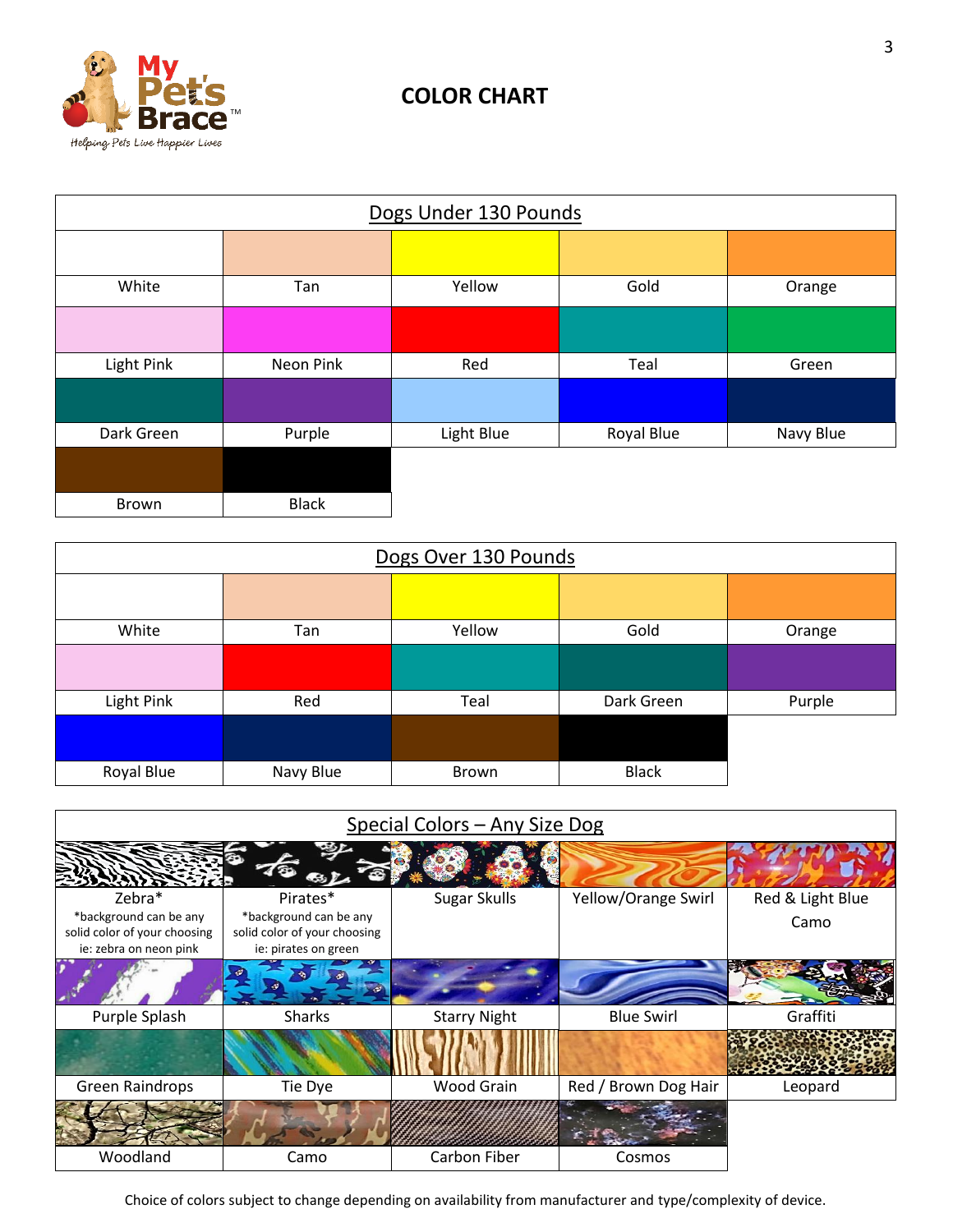# COLOR CHART

| Dogs Under 130 Pounds | | | | |
|---|---|---|---|---|
| White | Tan | Yellow | Gold | Orange |
| Light Pink | Neon Pink | Red | Teal | Green |
| Dark Green | Purple | Light Blue | Royal Blue | Navy Blue |
| Brown | Black | | | |

| Dogs Over 130 Pounds | | | | |
|---|---|---|---|---|
| White | Tan | Yellow | Gold | Orange |
| Light Pink | Red | Teal | Dark Green | Purple |
| Royal Blue | Navy Blue | Brown | Black | |

| Special Colors – Any Size Dog | | | | |
|---|---|---|---|---|
| Zebra* *background can be any solid color of your choosing ie: zebra on neon pink | Pirates* *background can be any solid color of your choosing ie: pirates on green | Sugar Skulls | Yellow/Orange Swirl | Red & Light Blue Camo |
| Purple Splash | Sharks | Starry Night | Blue Swirl | Graffiti |
| Green Raindrops | Tie Dye | Wood Grain | Red / Brown Dog Hair | Leopard |
| Woodland | Camo | Carbon Fiber | Cosmos | |

Choice of colors subject to change depending on availability from manufacturer and type/complexity of device.